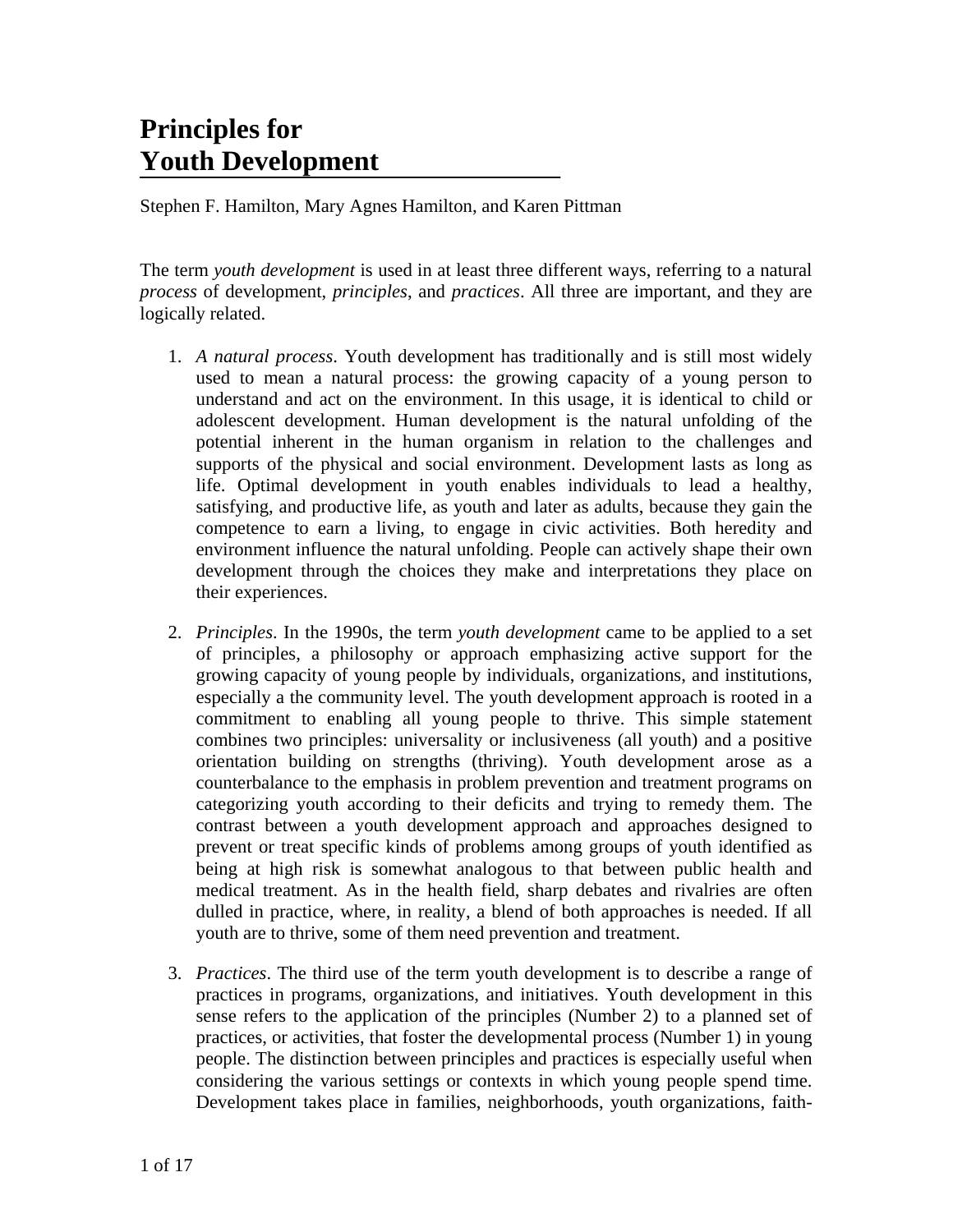# Principles for Youth Development

Stephen F. Hamilton, Mary Agnes Hamilton, and Karen Pittman

The term *youth development* is used in at least three different ways, referring to a natural *process* of development, *principles*, and *practices*. All three are important, and they are logically related.

1. *A natural process*. Youth development has traditionally and is still most widely used to mean a natural process: the growing capacity of a young person to understand and act on the environment. In this usage, it is identical to child or adolescent development. Human development is the natural unfolding of the potential inherent in the human organism in relation to the challenges and supports of the physical and social environment. Development lasts as long as life. Optimal development in youth enables individuals to lead a healthy, satisfying, and productive life, as youth and later as adults, because they gain the competence to earn a living, to engage in civic activities. Both heredity and environment influence the natural unfolding. People can actively shape their own development through the choices they make and interpretations they place on their experiences.

2. *Principles*. In the 1990s, the term *youth development* came to be applied to a set of principles, a philosophy or approach emphasizing active support for the growing capacity of young people by individuals, organizations, and institutions, especially a the community level. The youth development approach is rooted in a commitment to enabling all young people to thrive. This simple statement combines two principles: universality or inclusiveness (all youth) and a positive orientation building on strengths (thriving). Youth development arose as a counterbalance to the emphasis in problem prevention and treatment programs on categorizing youth according to their deficits and trying to remedy them. The contrast between a youth development approach and approaches designed to prevent or treat specific kinds of problems among groups of youth identified as being at high risk is somewhat analogous to that between public health and medical treatment. As in the health field, sharp debates and rivalries are often dulled in practice, where, in reality, a blend of both approaches is needed. If all youth are to thrive, some of them need prevention and treatment.

3. *Practices*. The third use of the term youth development is to describe a range of practices in programs, organizations, and initiatives. Youth development in this sense refers to the application of the principles (Number 2) to a planned set of practices, or activities, that foster the developmental process (Number 1) in young people. The distinction between principles and practices is especially useful when considering the various settings or contexts in which young people spend time. Development takes place in families, neighborhoods, youth organizations, faith-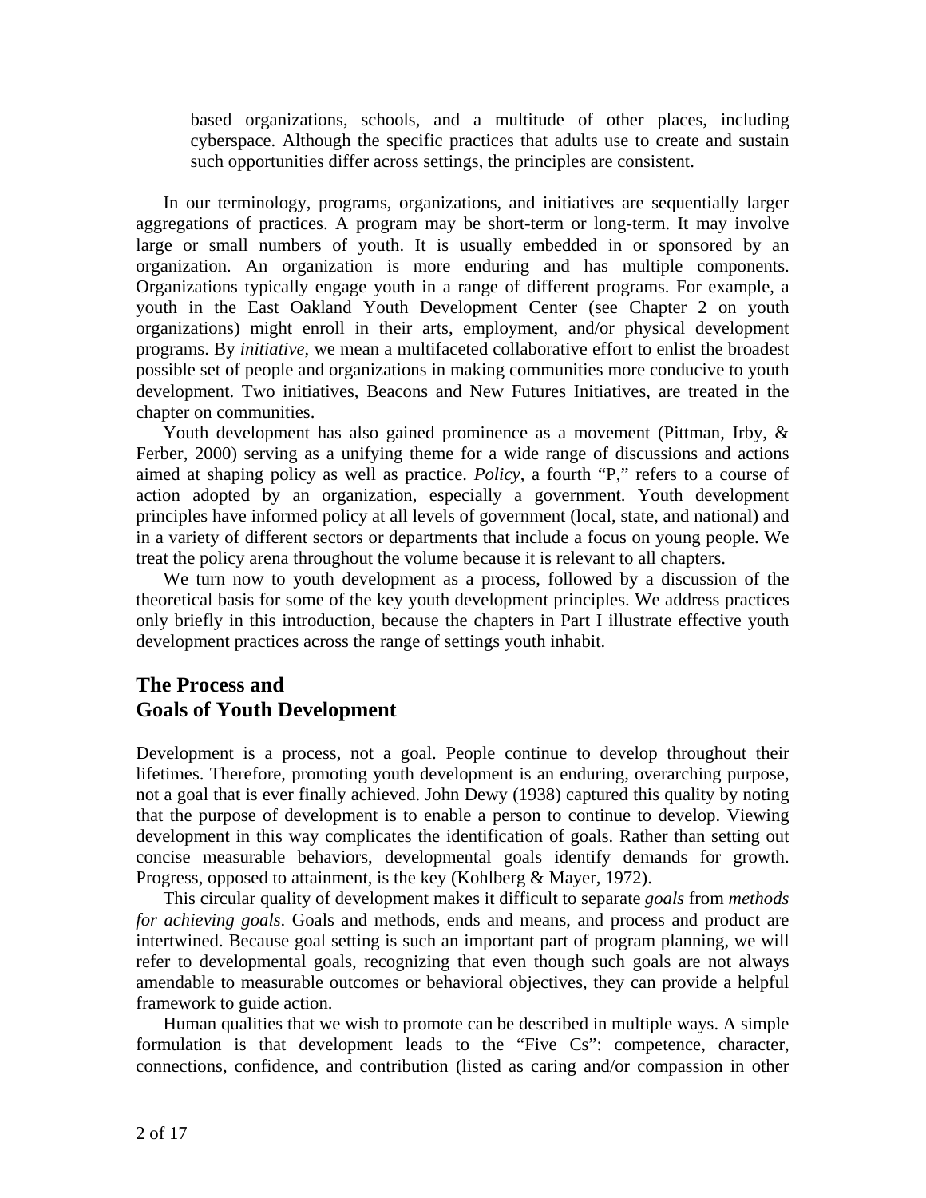based organizations, schools, and a multitude of other places, including cyberspace. Although the specific practices that adults use to create and sustain such opportunities differ across settings, the principles are consistent.

In our terminology, programs, organizations, and initiatives are sequentially larger aggregations of practices. A program may be short-term or long-term. It may involve large or small numbers of youth. It is usually embedded in or sponsored by an organization. An organization is more enduring and has multiple components. Organizations typically engage youth in a range of different programs. For example, a youth in the East Oakland Youth Development Center (see Chapter 2 on youth organizations) might enroll in their arts, employment, and/or physical development programs. By *initiative*, we mean a multifaceted collaborative effort to enlist the broadest possible set of people and organizations in making communities more conducive to youth development. Two initiatives, Beacons and New Futures Initiatives, are treated in the chapter on communities.

Youth development has also gained prominence as a movement (Pittman, Irby, & Ferber, 2000) serving as a unifying theme for a wide range of discussions and actions aimed at shaping policy as well as practice. *Policy*, a fourth "P," refers to a course of action adopted by an organization, especially a government. Youth development principles have informed policy at all levels of government (local, state, and national) and in a variety of different sectors or departments that include a focus on young people. We treat the policy arena throughout the volume because it is relevant to all chapters.

We turn now to youth development as a process, followed by a discussion of the theoretical basis for some of the key youth development principles. We address practices only briefly in this introduction, because the chapters in Part I illustrate effective youth development practices across the range of settings youth inhabit.

## The Process and Goals of Youth Development

Development is a process, not a goal. People continue to develop throughout their lifetimes. Therefore, promoting youth development is an enduring, overarching purpose, not a goal that is ever finally achieved. John Dewey (1938) captured this quality by noting that the purpose of development is to enable a person to continue to develop. Viewing development in this way complicates the identification of goals. Rather than setting out concise measurable behaviors, developmental goals identify demands for growth. Progress, opposed to attainment, is the key (Kohlberg & Mayer, 1972).

This circular quality of development makes it difficult to separate *goals* from *methods for achieving goals*. Goals and methods, ends and means, and process and product are intertwined. Because goal setting is such an important part of program planning, we will refer to developmental goals, recognizing that even though such goals are not always amendable to measurable outcomes or behavioral objectives, they can provide a helpful framework to guide action.

Human qualities that we wish to promote can be described in multiple ways. A simple formulation is that development leads to the "Five Cs": competence, character, connections, confidence, and contribution (listed as caring and/or compassion in other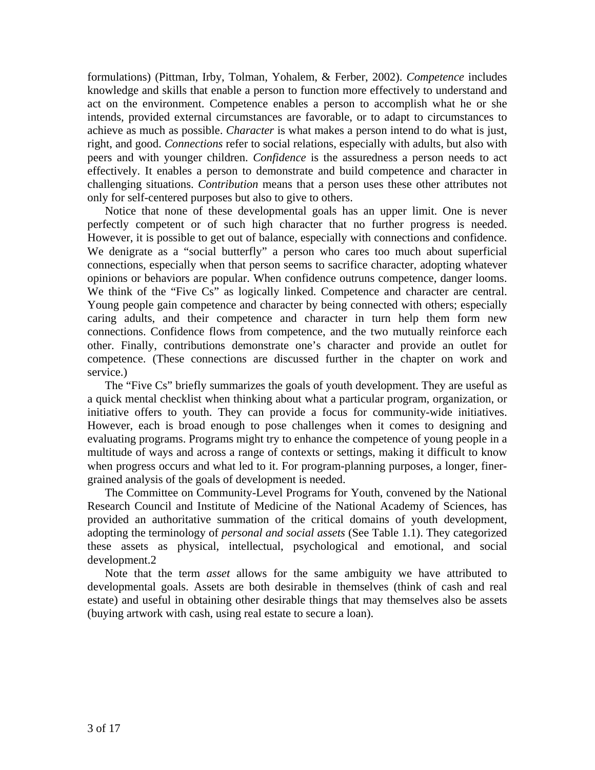formulations) (Pittman, Irby, Tolman, Yohalem, & Ferber, 2002). *Competence* includes knowledge and skills that enable a person to function more effectively to understand and act on the environment. Competence enables a person to accomplish what he or she intends, provided external circumstances are favorable, or to adapt to circumstances to achieve as much as possible. *Character* is what makes a person intend to do what is just, right, and good. *Connections* refer to social relations, especially with adults, but also with peers and with younger children. *Confidence* is the assuredness a person needs to act effectively. It enables a person to demonstrate and build competence and character in challenging situations. *Contribution* means that a person uses these other attributes not only for self-centered purposes but also to give to others.

Notice that none of these developmental goals has an upper limit. One is never perfectly competent or of such high character that no further progress is needed. However, it is possible to get out of balance, especially with connections and confidence. We denigrate as a "social butterfly" a person who cares too much about superficial connections, especially when that person seems to sacrifice character, adopting whatever opinions or behaviors are popular. When confidence outruns competence, danger looms. We think of the "Five Cs" as logically linked. Competence and character are central. Young people gain competence and character by being connected with others; especially caring adults, and their competence and character in turn help them form new connections. Confidence flows from competence, and the two mutually reinforce each other. Finally, contributions demonstrate one's character and provide an outlet for competence. (These connections are discussed further in the chapter on work and service.)

The "Five Cs" briefly summarizes the goals of youth development. They are useful as a quick mental checklist when thinking about what a particular program, organization, or initiative offers to youth. They can provide a focus for community-wide initiatives. However, each is broad enough to pose challenges when it comes to designing and evaluating programs. Programs might try to enhance the competence of young people in a multitude of ways and across a range of contexts or settings, making it difficult to know when progress occurs and what led to it. For program-planning purposes, a longer, finer-grained analysis of the goals of development is needed.

The Committee on Community-Level Programs for Youth, convened by the National Research Council and Institute of Medicine of the National Academy of Sciences, has provided an authoritative summation of the critical domains of youth development, adopting the terminology of *personal and social assets* (See Table 1.1). They categorized these assets as physical, intellectual, psychological and emotional, and social development.2

Note that the term *asset* allows for the same ambiguity we have attributed to developmental goals. Assets are both desirable in themselves (think of cash and real estate) and useful in obtaining other desirable things that may themselves also be assets (buying artwork with cash, using real estate to secure a loan).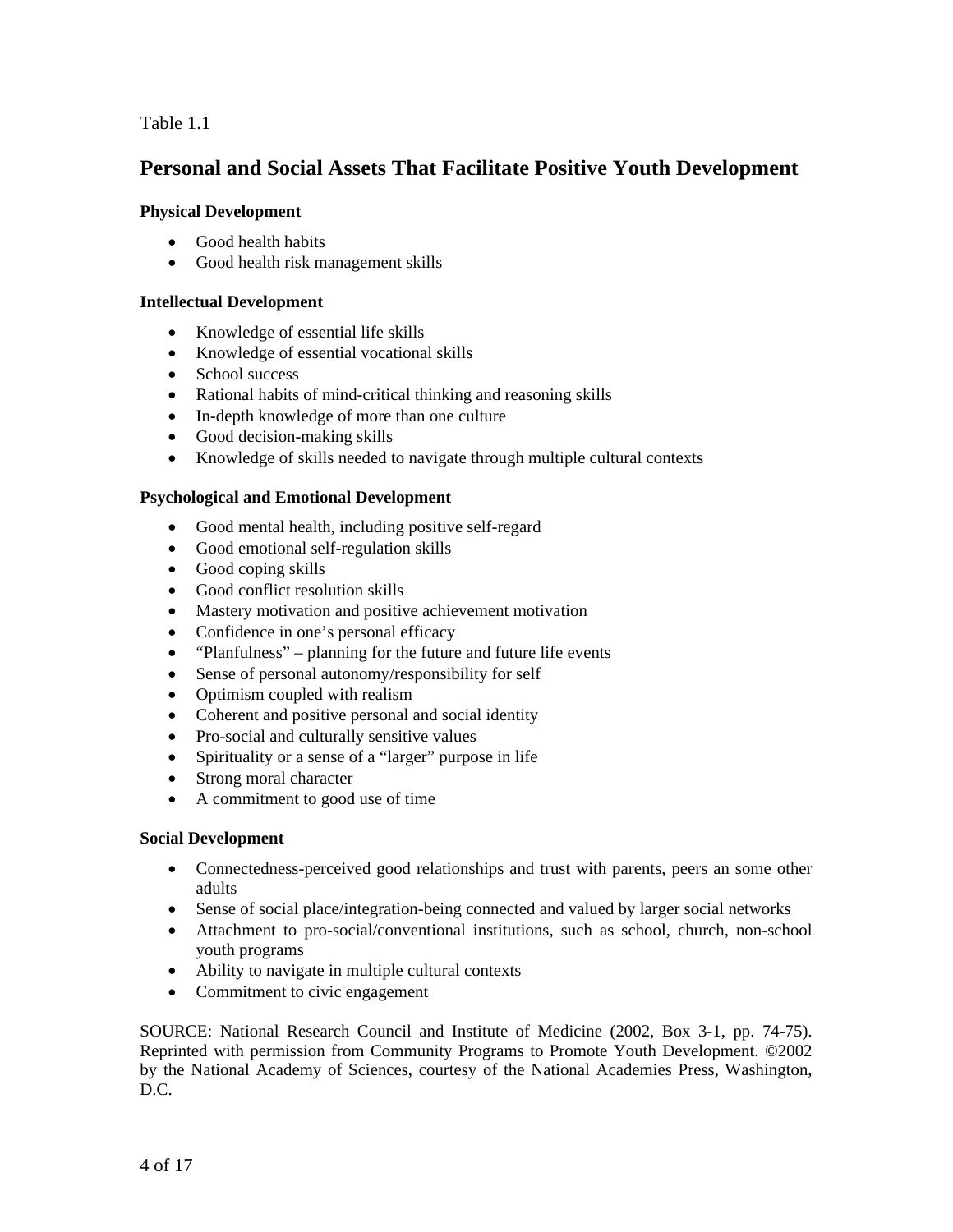Table 1.1

## Personal and Social Assets That Facilitate Positive Youth Development

**Physical Development**

- Good health habits
- Good health risk management skills

**Intellectual Development**

- Knowledge of essential life skills
- Knowledge of essential vocational skills
- School success
- Rational habits of mind-critical thinking and reasoning skills
- In-depth knowledge of more than one culture
- Good decision-making skills
- Knowledge of skills needed to navigate through multiple cultural contexts

**Psychological and Emotional Development**

- Good mental health, including positive self-regard
- Good emotional self-regulation skills
- Good coping skills
- Good conflict resolution skills
- Mastery motivation and positive achievement motivation
- Confidence in one's personal efficacy
- "Planfulness" – planning for the future and future life events
- Sense of personal autonomy/responsibility for self
- Optimism coupled with realism
- Coherent and positive personal and social identity
- Pro-social and culturally sensitive values
- Spirituality or a sense of a "larger" purpose in life
- Strong moral character
- A commitment to good use of time

**Social Development**

- Connectedness-perceived good relationships and trust with parents, peers an some other adults
- Sense of social place/integration-being connected and valued by larger social networks
- Attachment to pro-social/conventional institutions, such as school, church, non-school youth programs
- Ability to navigate in multiple cultural contexts
- Commitment to civic engagement

SOURCE: National Research Council and Institute of Medicine (2002, Box 3-1, pp. 74-75). Reprinted with permission from Community Programs to Promote Youth Development. ©2002 by the National Academy of Sciences, courtesy of the National Academies Press, Washington, D.C.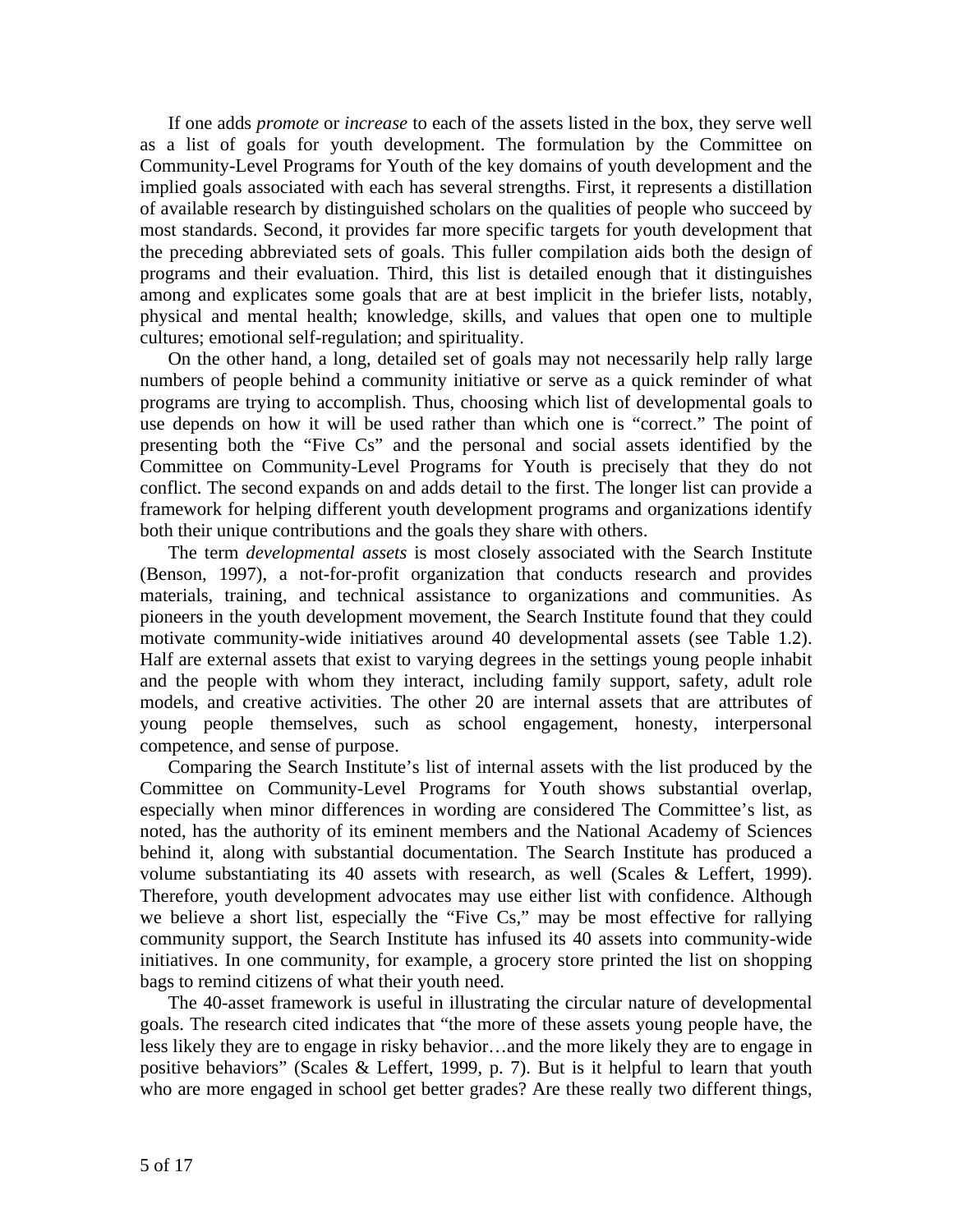If one adds *promote* or *increase* to each of the assets listed in the box, they serve well as a list of goals for youth development. The formulation by the Committee on Community-Level Programs for Youth of the key domains of youth development and the implied goals associated with each has several strengths. First, it represents a distillation of available research by distinguished scholars on the qualities of people who succeed by most standards. Second, it provides far more specific targets for youth development that the preceding abbreviated sets of goals. This fuller compilation aids both the design of programs and their evaluation. Third, this list is detailed enough that it distinguishes among and explicates some goals that are at best implicit in the briefer lists, notably, physical and mental health; knowledge, skills, and values that open one to multiple cultures; emotional self-regulation; and spirituality.

On the other hand, a long, detailed set of goals may not necessarily help rally large numbers of people behind a community initiative or serve as a quick reminder of what programs are trying to accomplish. Thus, choosing which list of developmental goals to use depends on how it will be used rather than which one is "correct." The point of presenting both the "Five Cs" and the personal and social assets identified by the Committee on Community-Level Programs for Youth is precisely that they do not conflict. The second expands on and adds detail to the first. The longer list can provide a framework for helping different youth development programs and organizations identify both their unique contributions and the goals they share with others.

The term *developmental assets* is most closely associated with the Search Institute (Benson, 1997), a not-for-profit organization that conducts research and provides materials, training, and technical assistance to organizations and communities. As pioneers in the youth development movement, the Search Institute found that they could motivate community-wide initiatives around 40 developmental assets (see Table 1.2). Half are external assets that exist to varying degrees in the settings young people inhabit and the people with whom they interact, including family support, safety, adult role models, and creative activities. The other 20 are internal assets that are attributes of young people themselves, such as school engagement, honesty, interpersonal competence, and sense of purpose.

Comparing the Search Institute's list of internal assets with the list produced by the Committee on Community-Level Programs for Youth shows substantial overlap, especially when minor differences in wording are considered The Committee's list, as noted, has the authority of its eminent members and the National Academy of Sciences behind it, along with substantial documentation. The Search Institute has produced a volume substantiating its 40 assets with research, as well (Scales & Leffert, 1999). Therefore, youth development advocates may use either list with confidence. Although we believe a short list, especially the "Five Cs," may be most effective for rallying community support, the Search Institute has infused its 40 assets into community-wide initiatives. In one community, for example, a grocery store printed the list on shopping bags to remind citizens of what their youth need.

The 40-asset framework is useful in illustrating the circular nature of developmental goals. The research cited indicates that "the more of these assets young people have, the less likely they are to engage in risky behavior…and the more likely they are to engage in positive behaviors" (Scales & Leffert, 1999, p. 7). But is it helpful to learn that youth who are more engaged in school get better grades? Are these really two different things,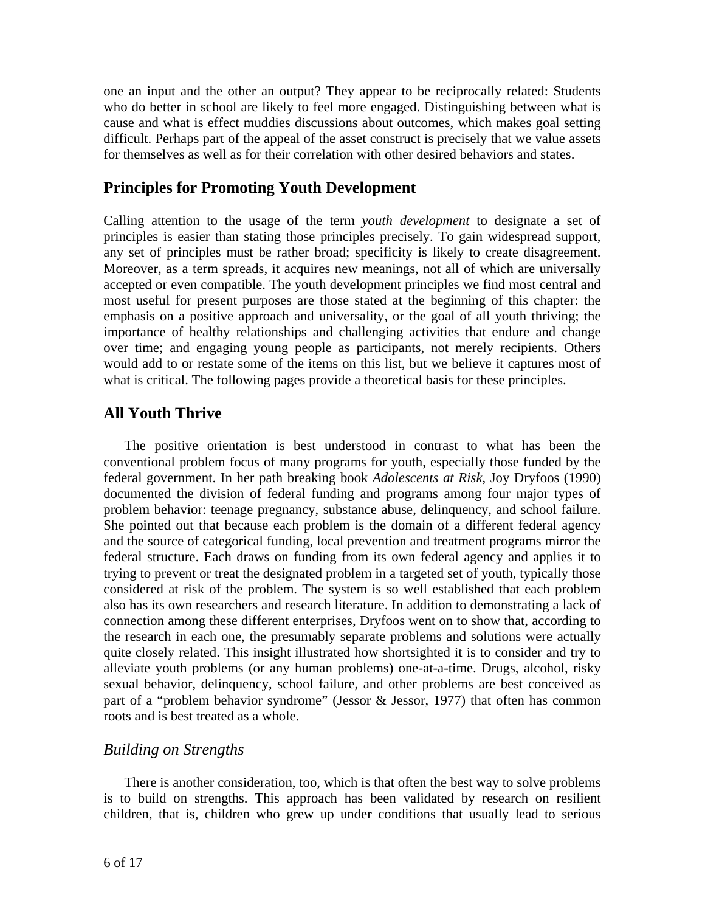one an input and the other an output? They appear to be reciprocally related: Students who do better in school are likely to feel more engaged. Distinguishing between what is cause and what is effect muddies discussions about outcomes, which makes goal setting difficult. Perhaps part of the appeal of the asset construct is precisely that we value assets for themselves as well as for their correlation with other desired behaviors and states.

## Principles for Promoting Youth Development

Calling attention to the usage of the term *youth development* to designate a set of principles is easier than stating those principles precisely. To gain widespread support, any set of principles must be rather broad; specificity is likely to create disagreement. Moreover, as a term spreads, it acquires new meanings, not all of which are universally accepted or even compatible. The youth development principles we find most central and most useful for present purposes are those stated at the beginning of this chapter: the emphasis on a positive approach and universality, or the goal of all youth thriving; the importance of healthy relationships and challenging activities that endure and change over time; and engaging young people as participants, not merely recipients. Others would add to or restate some of the items on this list, but we believe it captures most of what is critical. The following pages provide a theoretical basis for these principles.

## All Youth Thrive

The positive orientation is best understood in contrast to what has been the conventional problem focus of many programs for youth, especially those funded by the federal government. In her path breaking book *Adolescents at Risk*, Joy Dryfoos (1990) documented the division of federal funding and programs among four major types of problem behavior: teenage pregnancy, substance abuse, delinquency, and school failure. She pointed out that because each problem is the domain of a different federal agency and the source of categorical funding, local prevention and treatment programs mirror the federal structure. Each draws on funding from its own federal agency and applies it to trying to prevent or treat the designated problem in a targeted set of youth, typically those considered at risk of the problem. The system is so well established that each problem also has its own researchers and research literature. In addition to demonstrating a lack of connection among these different enterprises, Dryfoos went on to show that, according to the research in each one, the presumably separate problems and solutions were actually quite closely related. This insight illustrated how shortsighted it is to consider and try to alleviate youth problems (or any human problems) one-at-a-time. Drugs, alcohol, risky sexual behavior, delinquency, school failure, and other problems are best conceived as part of a "problem behavior syndrome" (Jessor & Jessor, 1977) that often has common roots and is best treated as a whole.

### *Building on Strengths*

There is another consideration, too, which is that often the best way to solve problems is to build on strengths. This approach has been validated by research on resilient children, that is, children who grew up under conditions that usually lead to serious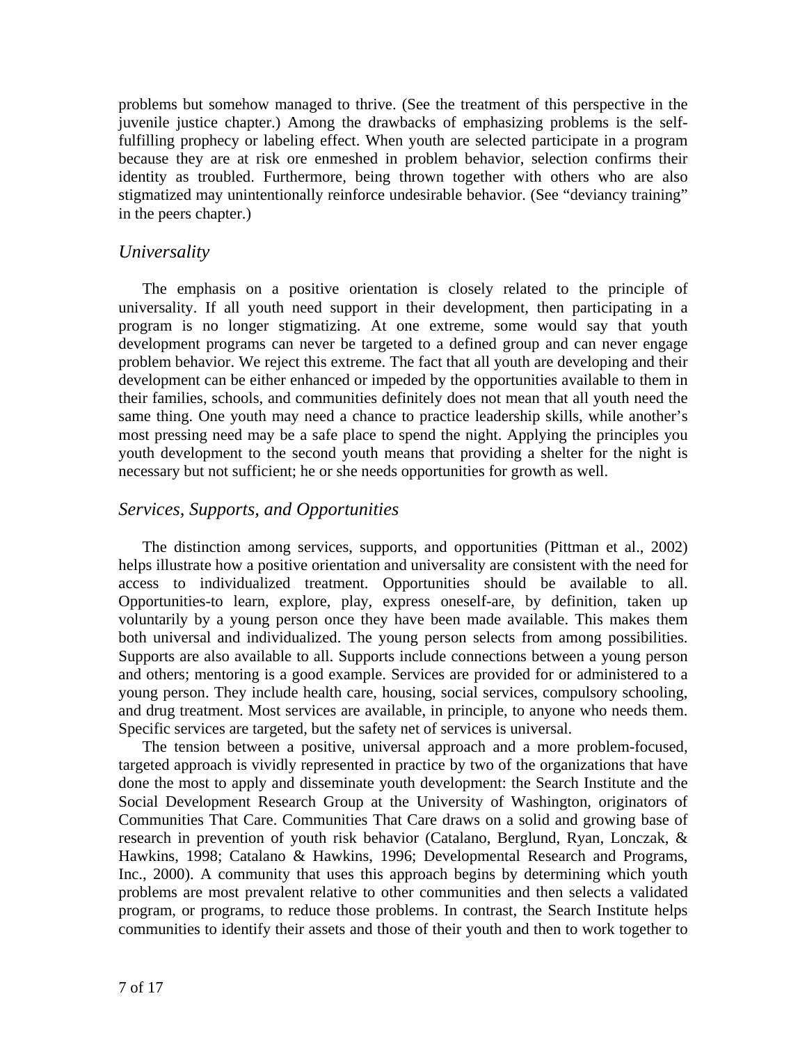problems but somehow managed to thrive. (See the treatment of this perspective in the juvenile justice chapter.) Among the drawbacks of emphasizing problems is the self-fulfilling prophecy or labeling effect. When youth are selected participate in a program because they are at risk ore enmeshed in problem behavior, selection confirms their identity as troubled. Furthermore, being thrown together with others who are also stigmatized may unintentionally reinforce undesirable behavior. (See "deviancy training" in the peers chapter.)

## *Universality*

The emphasis on a positive orientation is closely related to the principle of universality. If all youth need support in their development, then participating in a program is no longer stigmatizing. At one extreme, some would say that youth development programs can never be targeted to a defined group and can never engage problem behavior. We reject this extreme. The fact that all youth are developing and their development can be either enhanced or impeded by the opportunities available to them in their families, schools, and communities definitely does not mean that all youth need the same thing. One youth may need a chance to practice leadership skills, while another's most pressing need may be a safe place to spend the night. Applying the principles you youth development to the second youth means that providing a shelter for the night is necessary but not sufficient; he or she needs opportunities for growth as well.

## *Services, Supports, and Opportunities*

The distinction among services, supports, and opportunities (Pittman et al., 2002) helps illustrate how a positive orientation and universality are consistent with the need for access to individualized treatment. Opportunities should be available to all. Opportunities-to learn, explore, play, express oneself-are, by definition, taken up voluntarily by a young person once they have been made available. This makes them both universal and individualized. The young person selects from among possibilities. Supports are also available to all. Supports include connections between a young person and others; mentoring is a good example. Services are provided for or administered to a young person. They include health care, housing, social services, compulsory schooling, and drug treatment. Most services are available, in principle, to anyone who needs them. Specific services are targeted, but the safety net of services is universal.

The tension between a positive, universal approach and a more problem-focused, targeted approach is vividly represented in practice by two of the organizations that have done the most to apply and disseminate youth development: the Search Institute and the Social Development Research Group at the University of Washington, originators of Communities That Care. Communities That Care draws on a solid and growing base of research in prevention of youth risk behavior (Catalano, Berglund, Ryan, Lonczak, & Hawkins, 1998; Catalano & Hawkins, 1996; Developmental Research and Programs, Inc., 2000). A community that uses this approach begins by determining which youth problems are most prevalent relative to other communities and then selects a validated program, or programs, to reduce those problems. In contrast, the Search Institute helps communities to identify their assets and those of their youth and then to work together to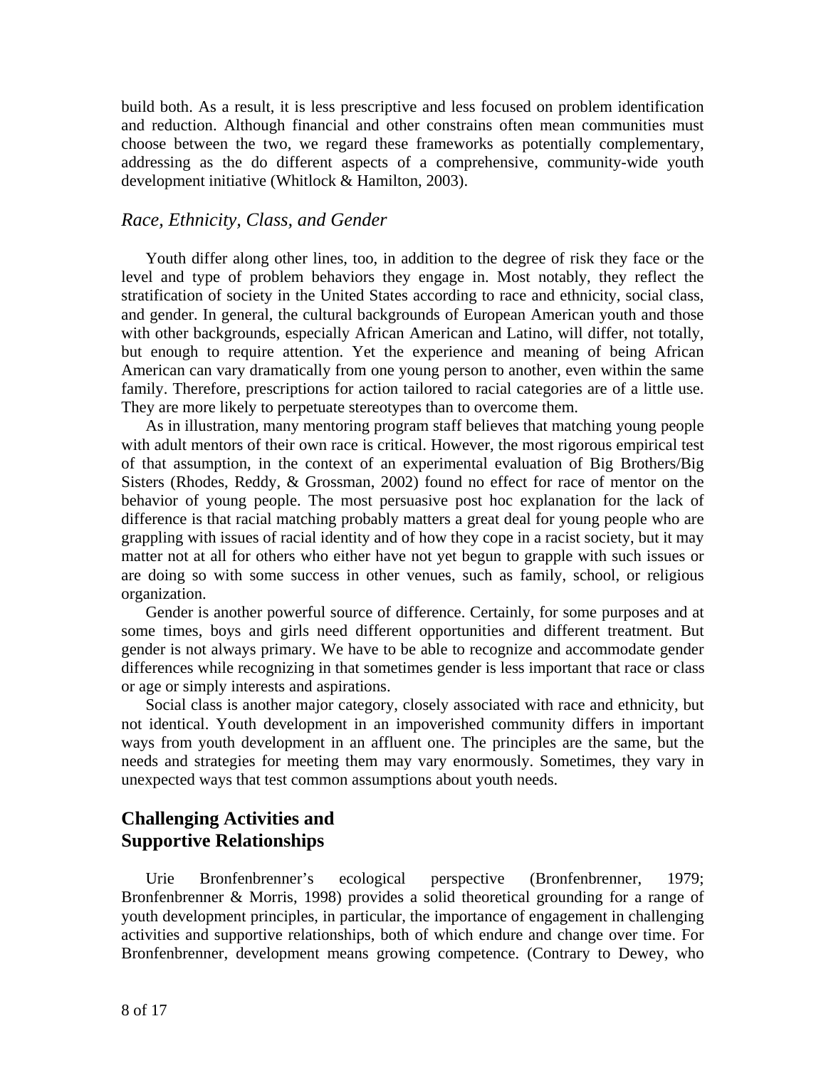build both. As a result, it is less prescriptive and less focused on problem identification and reduction. Although financial and other constrains often mean communities must choose between the two, we regard these frameworks as potentially complementary, addressing as the do different aspects of a comprehensive, community-wide youth development initiative (Whitlock & Hamilton, 2003).

### *Race, Ethnicity, Class, and Gender*

Youth differ along other lines, too, in addition to the degree of risk they face or the level and type of problem behaviors they engage in. Most notably, they reflect the stratification of society in the United States according to race and ethnicity, social class, and gender. In general, the cultural backgrounds of European American youth and those with other backgrounds, especially African American and Latino, will differ, not totally, but enough to require attention. Yet the experience and meaning of being African American can vary dramatically from one young person to another, even within the same family. Therefore, prescriptions for action tailored to racial categories are of a little use. They are more likely to perpetuate stereotypes than to overcome them.

As in illustration, many mentoring program staff believes that matching young people with adult mentors of their own race is critical. However, the most rigorous empirical test of that assumption, in the context of an experimental evaluation of Big Brothers/Big Sisters (Rhodes, Reddy, & Grossman, 2002) found no effect for race of mentor on the behavior of young people. The most persuasive post hoc explanation for the lack of difference is that racial matching probably matters a great deal for young people who are grappling with issues of racial identity and of how they cope in a racist society, but it may matter not at all for others who either have not yet begun to grapple with such issues or are doing so with some success in other venues, such as family, school, or religious organization.

Gender is another powerful source of difference. Certainly, for some purposes and at some times, boys and girls need different opportunities and different treatment. But gender is not always primary. We have to be able to recognize and accommodate gender differences while recognizing in that sometimes gender is less important that race or class or age or simply interests and aspirations.

Social class is another major category, closely associated with race and ethnicity, but not identical. Youth development in an impoverished community differs in important ways from youth development in an affluent one. The principles are the same, but the needs and strategies for meeting them may vary enormously. Sometimes, they vary in unexpected ways that test common assumptions about youth needs.

## Challenging Activities and Supportive Relationships

Urie Bronfenbrenner's ecological perspective (Bronfenbrenner, 1979; Bronfenbrenner & Morris, 1998) provides a solid theoretical grounding for a range of youth development principles, in particular, the importance of engagement in challenging activities and supportive relationships, both of which endure and change over time. For Bronfenbrenner, development means growing competence. (Contrary to Dewey, who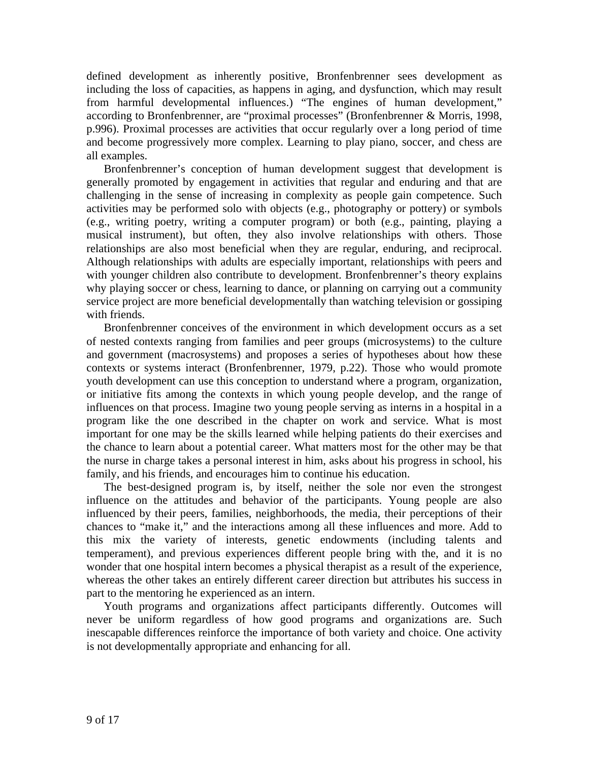defined development as inherently positive, Bronfenbrenner sees development as including the loss of capacities, as happens in aging, and dysfunction, which may result from harmful developmental influences.) "The engines of human development," according to Bronfenbrenner, are "proximal processes" (Bronfenbrenner & Morris, 1998, p.996). Proximal processes are activities that occur regularly over a long period of time and become progressively more complex. Learning to play piano, soccer, and chess are all examples.

Bronfenbrenner's conception of human development suggest that development is generally promoted by engagement in activities that regular and enduring and that are challenging in the sense of increasing in complexity as people gain competence. Such activities may be performed solo with objects (e.g., photography or pottery) or symbols (e.g., writing poetry, writing a computer program) or both (e.g., painting, playing a musical instrument), but often, they also involve relationships with others. Those relationships are also most beneficial when they are regular, enduring, and reciprocal. Although relationships with adults are especially important, relationships with peers and with younger children also contribute to development. Bronfenbrenner's theory explains why playing soccer or chess, learning to dance, or planning on carrying out a community service project are more beneficial developmentally than watching television or gossiping with friends.

Bronfenbrenner conceives of the environment in which development occurs as a set of nested contexts ranging from families and peer groups (microsystems) to the culture and government (macrosystems) and proposes a series of hypotheses about how these contexts or systems interact (Bronfenbrenner, 1979, p.22). Those who would promote youth development can use this conception to understand where a program, organization, or initiative fits among the contexts in which young people develop, and the range of influences on that process. Imagine two young people serving as interns in a hospital in a program like the one described in the chapter on work and service. What is most important for one may be the skills learned while helping patients do their exercises and the chance to learn about a potential career. What matters most for the other may be that the nurse in charge takes a personal interest in him, asks about his progress in school, his family, and his friends, and encourages him to continue his education.

The best-designed program is, by itself, neither the sole nor even the strongest influence on the attitudes and behavior of the participants. Young people are also influenced by their peers, families, neighborhoods, the media, their perceptions of their chances to "make it," and the interactions among all these influences and more. Add to this mix the variety of interests, genetic endowments (including talents and temperament), and previous experiences different people bring with the, and it is no wonder that one hospital intern becomes a physical therapist as a result of the experience, whereas the other takes an entirely different career direction but attributes his success in part to the mentoring he experienced as an intern.

Youth programs and organizations affect participants differently. Outcomes will never be uniform regardless of how good programs and organizations are. Such inescapable differences reinforce the importance of both variety and choice. One activity is not developmentally appropriate and enhancing for all.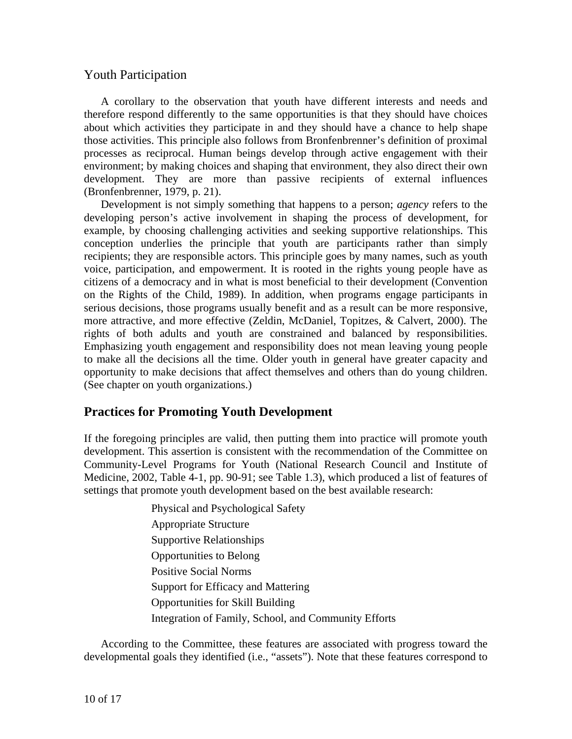## Youth Participation

A corollary to the observation that youth have different interests and needs and therefore respond differently to the same opportunities is that they should have choices about which activities they participate in and they should have a chance to help shape those activities. This principle also follows from Bronfenbrenner's definition of proximal processes as reciprocal. Human beings develop through active engagement with their environment; by making choices and shaping that environment, they also direct their own development. They are more than passive recipients of external influences (Bronfenbrenner, 1979, p. 21).

Development is not simply something that happens to a person; *agency* refers to the developing person's active involvement in shaping the process of development, for example, by choosing challenging activities and seeking supportive relationships. This conception underlies the principle that youth are participants rather than simply recipients; they are responsible actors. This principle goes by many names, such as youth voice, participation, and empowerment. It is rooted in the rights young people have as citizens of a democracy and in what is most beneficial to their development (Convention on the Rights of the Child, 1989). In addition, when programs engage participants in serious decisions, those programs usually benefit and as a result can be more responsive, more attractive, and more effective (Zeldin, McDaniel, Topitzes, & Calvert, 2000). The rights of both adults and youth are constrained and balanced by responsibilities. Emphasizing youth engagement and responsibility does not mean leaving young people to make all the decisions all the time. Older youth in general have greater capacity and opportunity to make decisions that affect themselves and others than do young children. (See chapter on youth organizations.)

## Practices for Promoting Youth Development

If the foregoing principles are valid, then putting them into practice will promote youth development. This assertion is consistent with the recommendation of the Committee on Community-Level Programs for Youth (National Research Council and Institute of Medicine, 2002, Table 4-1, pp. 90-91; see Table 1.3), which produced a list of features of settings that promote youth development based on the best available research:

- Physical and Psychological Safety
- Appropriate Structure
- Supportive Relationships
- Opportunities to Belong
- Positive Social Norms
- Support for Efficacy and Mattering
- Opportunities for Skill Building
- Integration of Family, School, and Community Efforts

According to the Committee, these features are associated with progress toward the developmental goals they identified (i.e., "assets"). Note that these features correspond to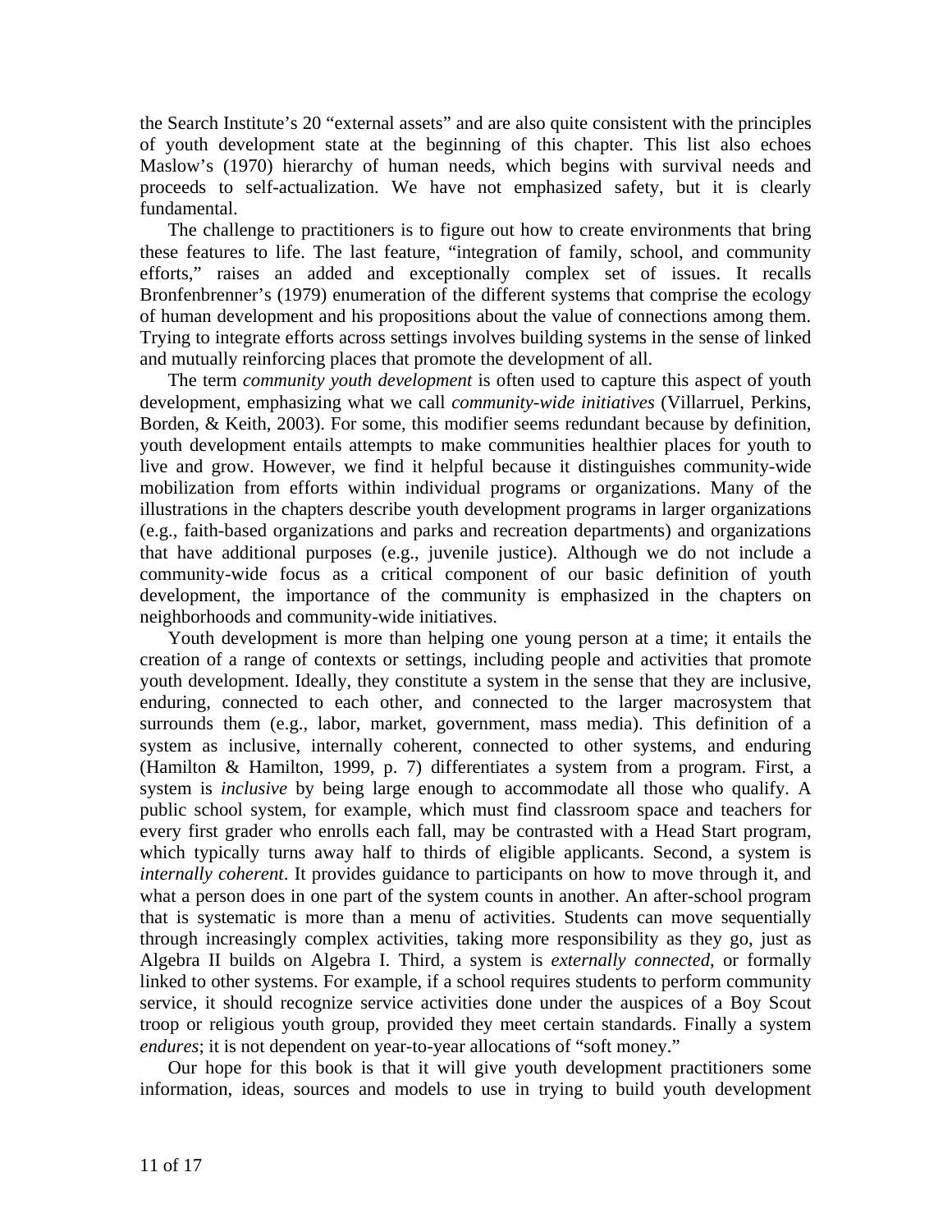the Search Institute's 20 "external assets" and are also quite consistent with the principles of youth development state at the beginning of this chapter. This list also echoes Maslow's (1970) hierarchy of human needs, which begins with survival needs and proceeds to self-actualization. We have not emphasized safety, but it is clearly fundamental.

The challenge to practitioners is to figure out how to create environments that bring these features to life. The last feature, "integration of family, school, and community efforts," raises an added and exceptionally complex set of issues. It recalls Bronfenbrenner's (1979) enumeration of the different systems that comprise the ecology of human development and his propositions about the value of connections among them. Trying to integrate efforts across settings involves building systems in the sense of linked and mutually reinforcing places that promote the development of all.

The term *community youth development* is often used to capture this aspect of youth development, emphasizing what we call *community-wide initiatives* (Villarruel, Perkins, Borden, & Keith, 2003). For some, this modifier seems redundant because by definition, youth development entails attempts to make communities healthier places for youth to live and grow. However, we find it helpful because it distinguishes community-wide mobilization from efforts within individual programs or organizations. Many of the illustrations in the chapters describe youth development programs in larger organizations (e.g., faith-based organizations and parks and recreation departments) and organizations that have additional purposes (e.g., juvenile justice). Although we do not include a community-wide focus as a critical component of our basic definition of youth development, the importance of the community is emphasized in the chapters on neighborhoods and community-wide initiatives.

Youth development is more than helping one young person at a time; it entails the creation of a range of contexts or settings, including people and activities that promote youth development. Ideally, they constitute a system in the sense that they are inclusive, enduring, connected to each other, and connected to the larger macrosystem that surrounds them (e.g., labor, market, government, mass media). This definition of a system as inclusive, internally coherent, connected to other systems, and enduring (Hamilton & Hamilton, 1999, p. 7) differentiates a system from a program. First, a system is *inclusive* by being large enough to accommodate all those who qualify. A public school system, for example, which must find classroom space and teachers for every first grader who enrolls each fall, may be contrasted with a Head Start program, which typically turns away half to thirds of eligible applicants. Second, a system is *internally coherent*. It provides guidance to participants on how to move through it, and what a person does in one part of the system counts in another. An after-school program that is systematic is more than a menu of activities. Students can move sequentially through increasingly complex activities, taking more responsibility as they go, just as Algebra II builds on Algebra I. Third, a system is *externally connected*, or formally linked to other systems. For example, if a school requires students to perform community service, it should recognize service activities done under the auspices of a Boy Scout troop or religious youth group, provided they meet certain standards. Finally a system *endures*; it is not dependent on year-to-year allocations of "soft money."

Our hope for this book is that it will give youth development practitioners some information, ideas, sources and models to use in trying to build youth development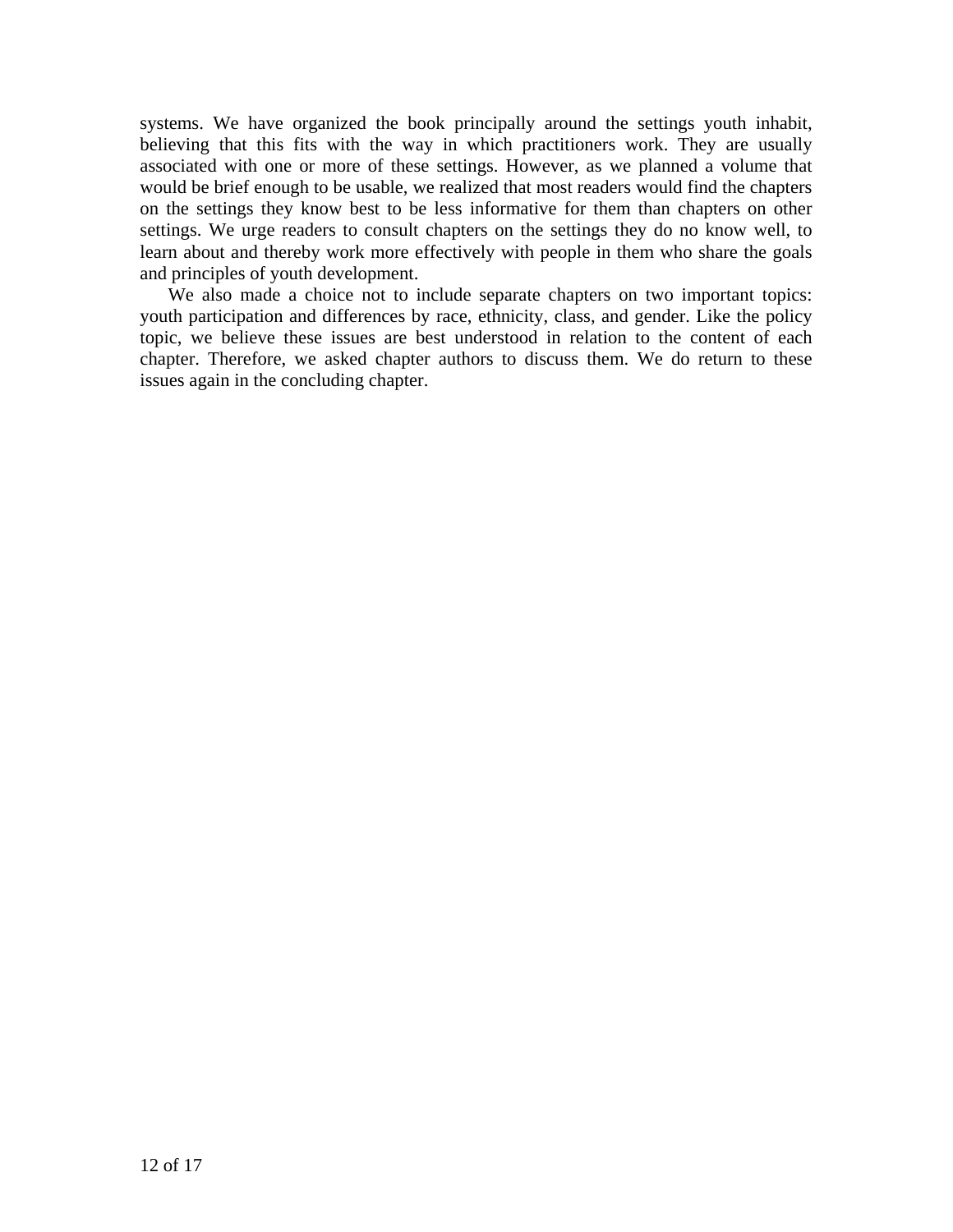systems. We have organized the book principally around the settings youth inhabit, believing that this fits with the way in which practitioners work. They are usually associated with one or more of these settings. However, as we planned a volume that would be brief enough to be usable, we realized that most readers would find the chapters on the settings they know best to be less informative for them than chapters on other settings. We urge readers to consult chapters on the settings they do no know well, to learn about and thereby work more effectively with people in them who share the goals and principles of youth development.

We also made a choice not to include separate chapters on two important topics: youth participation and differences by race, ethnicity, class, and gender. Like the policy topic, we believe these issues are best understood in relation to the content of each chapter. Therefore, we asked chapter authors to discuss them. We do return to these issues again in the concluding chapter.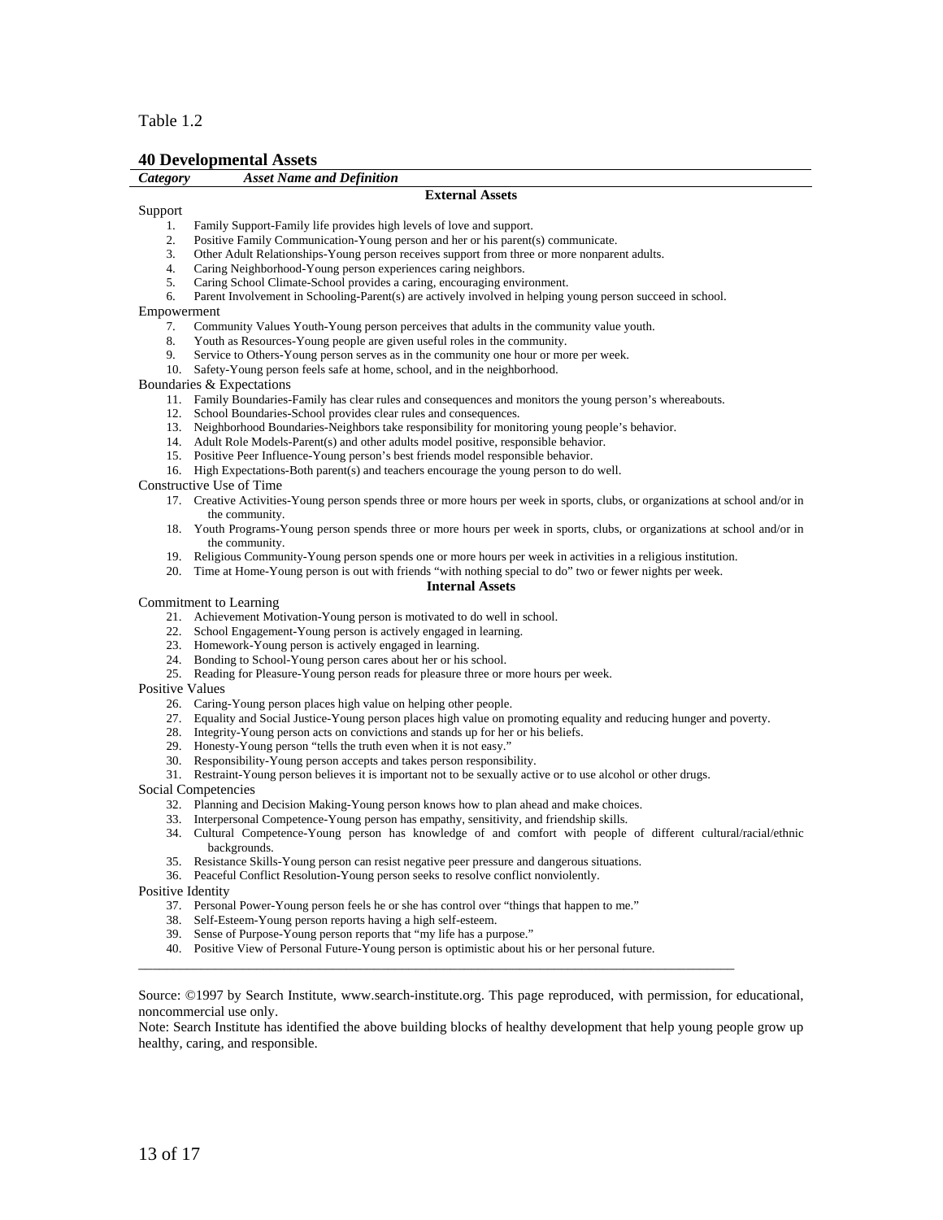Table 1.2

**40 Developmental Assets**

| *Category* | *Asset Name and Definition* |
|---|---|

**External Assets**

Support

1. Family Support-Family life provides high levels of love and support.
2. Positive Family Communication-Young person and her or his parent(s) communicate.
3. Other Adult Relationships-Young person receives support from three or more nonparent adults.
4. Caring Neighborhood-Young person experiences caring neighbors.
5. Caring School Climate-School provides a caring, encouraging environment.
6. Parent Involvement in Schooling-Parent(s) are actively involved in helping young person succeed in school.

Empowerment

7. Community Values Youth-Young person perceives that adults in the community value youth.
8. Youth as Resources-Young people are given useful roles in the community.
9. Service to Others-Young person serves as in the community one hour or more per week.
10. Safety-Young person feels safe at home, school, and in the neighborhood.

Boundaries & Expectations

11. Family Boundaries-Family has clear rules and consequences and monitors the young person's whereabouts.
12. School Boundaries-School provides clear rules and consequences.
13. Neighborhood Boundaries-Neighbors take responsibility for monitoring young people's behavior.
14. Adult Role Models-Parent(s) and other adults model positive, responsible behavior.
15. Positive Peer Influence-Young person's best friends model responsible behavior.
16. High Expectations-Both parent(s) and teachers encourage the young person to do well.

Constructive Use of Time

17. Creative Activities-Young person spends three or more hours per week in sports, clubs, or organizations at school and/or in the community.
18. Youth Programs-Young person spends three or more hours per week in sports, clubs, or organizations at school and/or in the community.
19. Religious Community-Young person spends one or more hours per week in activities in a religious institution.
20. Time at Home-Young person is out with friends "with nothing special to do" two or fewer nights per week.

**Internal Assets**

Commitment to Learning

21. Achievement Motivation-Young person is motivated to do well in school.
22. School Engagement-Young person is actively engaged in learning.
23. Homework-Young person is actively engaged in learning.
24. Bonding to School-Young person cares about her or his school.
25. Reading for Pleasure-Young person reads for pleasure three or more hours per week.

Positive Values

26. Caring-Young person places high value on helping other people.
27. Equality and Social Justice-Young person places high value on promoting equality and reducing hunger and poverty.
28. Integrity-Young person acts on convictions and stands up for her or his beliefs.
29. Honesty-Young person "tells the truth even when it is not easy."
30. Responsibility-Young person accepts and takes person responsibility.
31. Restraint-Young person believes it is important not to be sexually active or to use alcohol or other drugs.

Social Competencies

32. Planning and Decision Making-Young person knows how to plan ahead and make choices.
33. Interpersonal Competence-Young person has empathy, sensitivity, and friendship skills.
34. Cultural Competence-Young person has knowledge of and comfort with people of different cultural/racial/ethnic backgrounds.
35. Resistance Skills-Young person can resist negative peer pressure and dangerous situations.
36. Peaceful Conflict Resolution-Young person seeks to resolve conflict nonviolently.

Positive Identity

37. Personal Power-Young person feels he or she has control over "things that happen to me."
38. Self-Esteem-Young person reports having a high self-esteem.
39. Sense of Purpose-Young person reports that "my life has a purpose."
40. Positive View of Personal Future-Young person is optimistic about his or her personal future.

---

Source: ©1997 by Search Institute, www.search-institute.org. This page reproduced, with permission, for educational, noncommercial use only.

Note: Search Institute has identified the above building blocks of healthy development that help young people grow up healthy, caring, and responsible.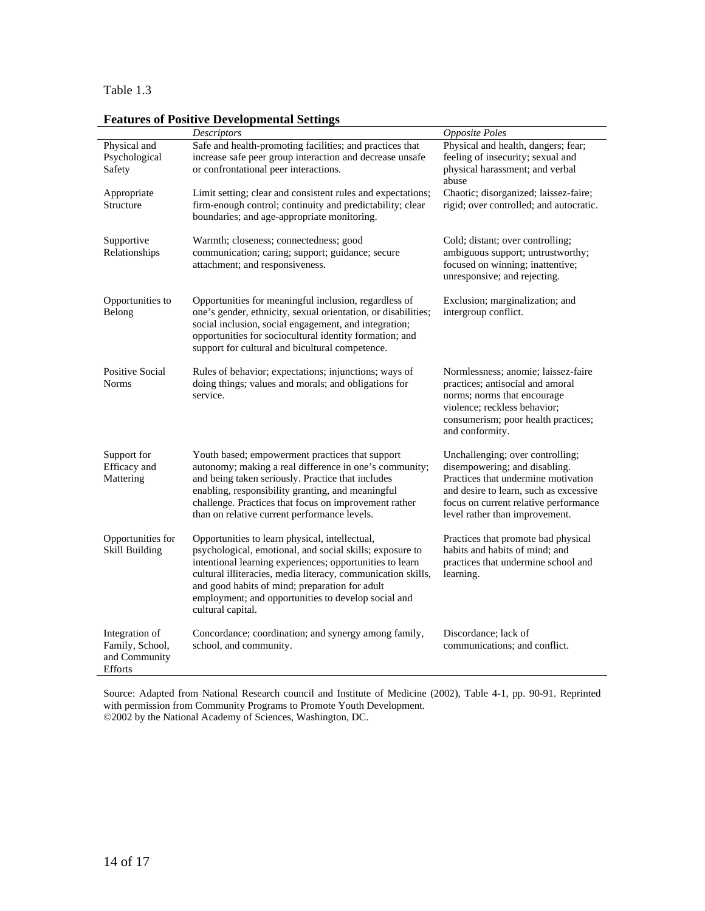Table 1.3

**Features of Positive Developmental Settings**

| | *Descriptors* | *Opposite Poles* |
|---|---|---|
| Physical and Psychological Safety | Safe and health-promoting facilities; and practices that increase safe peer group interaction and decrease unsafe or confrontational peer interactions. | Physical and health, dangers; fear; feeling of insecurity; sexual and physical harassment; and verbal abuse |
| Appropriate Structure | Limit setting; clear and consistent rules and expectations; firm-enough control; continuity and predictability; clear boundaries; and age-appropriate monitoring. | Chaotic; disorganized; laissez-faire; rigid; over controlled; and autocratic. |
| Supportive Relationships | Warmth; closeness; connectedness; good communication; caring; support; guidance; secure attachment; and responsiveness. | Cold; distant; over controlling; ambiguous support; untrustworthy; focused on winning; inattentive; unresponsive; and rejecting. |
| Opportunities to Belong | Opportunities for meaningful inclusion, regardless of one's gender, ethnicity, sexual orientation, or disabilities; social inclusion, social engagement, and integration; opportunities for sociocultural identity formation; and support for cultural and bicultural competence. | Exclusion; marginalization; and intergroup conflict. |
| Positive Social Norms | Rules of behavior; expectations; injunctions; ways of doing things; values and morals; and obligations for service. | Normlessness; anomie; laissez-faire practices; antisocial and amoral norms; norms that encourage violence; reckless behavior; consumerism; poor health practices; and conformity. |
| Support for Efficacy and Mattering | Youth based; empowerment practices that support autonomy; making a real difference in one's community; and being taken seriously. Practice that includes enabling, responsibility granting, and meaningful challenge. Practices that focus on improvement rather than on relative current performance levels. | Unchallenging; over controlling; disempowering; and disabling. Practices that undermine motivation and desire to learn, such as excessive focus on current relative performance level rather than improvement. |
| Opportunities for Skill Building | Opportunities to learn physical, intellectual, psychological, emotional, and social skills; exposure to intentional learning experiences; opportunities to learn cultural illiteracies, media literacy, communication skills, and good habits of mind; preparation for adult employment; and opportunities to develop social and cultural capital. | Practices that promote bad physical habits and habits of mind; and practices that undermine school and learning. |
| Integration of Family, School, and Community Efforts | Concordance; coordination; and synergy among family, school, and community. | Discordance; lack of communications; and conflict. |

Source: Adapted from National Research council and Institute of Medicine (2002), Table 4-1, pp. 90-91. Reprinted with permission from Community Programs to Promote Youth Development.
©2002 by the National Academy of Sciences, Washington, DC.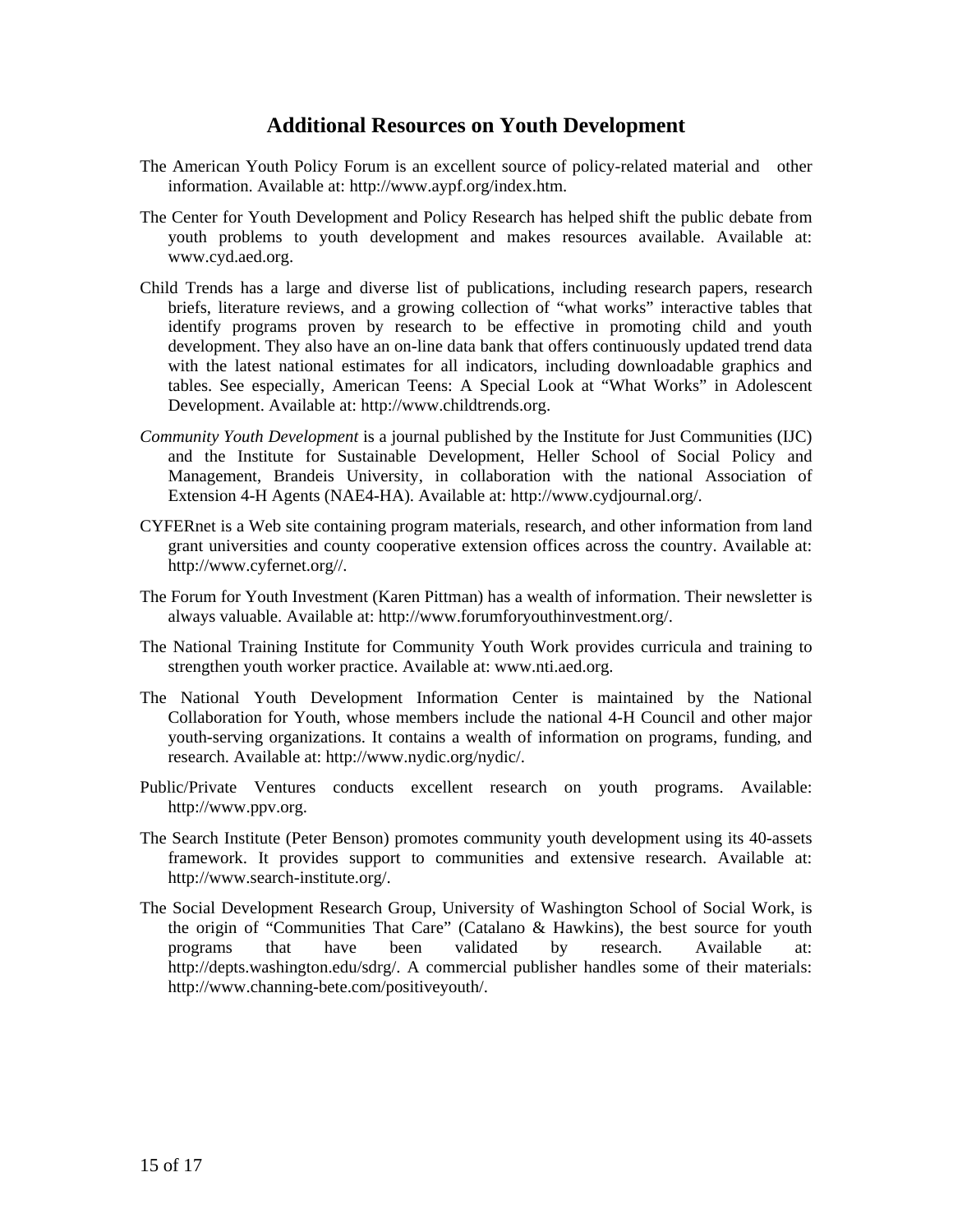## Additional Resources on Youth Development

The American Youth Policy Forum is an excellent source of policy-related material and other information. Available at: http://www.aypf.org/index.htm.

The Center for Youth Development and Policy Research has helped shift the public debate from youth problems to youth development and makes resources available. Available at: www.cyd.aed.org.

Child Trends has a large and diverse list of publications, including research papers, research briefs, literature reviews, and a growing collection of "what works" interactive tables that identify programs proven by research to be effective in promoting child and youth development. They also have an on-line data bank that offers continuously updated trend data with the latest national estimates for all indicators, including downloadable graphics and tables. See especially, American Teens: A Special Look at "What Works" in Adolescent Development. Available at: http://www.childtrends.org.

*Community Youth Development* is a journal published by the Institute for Just Communities (IJC) and the Institute for Sustainable Development, Heller School of Social Policy and Management, Brandeis University, in collaboration with the national Association of Extension 4-H Agents (NAE4-HA). Available at: http://www.cydjournal.org/.

CYFERnet is a Web site containing program materials, research, and other information from land grant universities and county cooperative extension offices across the country. Available at: http://www.cyfernet.org//.

The Forum for Youth Investment (Karen Pittman) has a wealth of information. Their newsletter is always valuable. Available at: http://www.forumforyouthinvestment.org/.

The National Training Institute for Community Youth Work provides curricula and training to strengthen youth worker practice. Available at: www.nti.aed.org.

The National Youth Development Information Center is maintained by the National Collaboration for Youth, whose members include the national 4-H Council and other major youth-serving organizations. It contains a wealth of information on programs, funding, and research. Available at: http://www.nydic.org/nydic/.

Public/Private Ventures conducts excellent research on youth programs. Available: http://www.ppv.org.

The Search Institute (Peter Benson) promotes community youth development using its 40-assets framework. It provides support to communities and extensive research. Available at: http://www.search-institute.org/.

The Social Development Research Group, University of Washington School of Social Work, is the origin of "Communities That Care" (Catalano & Hawkins), the best source for youth programs that have been validated by research. Available at: http://depts.washington.edu/sdrg/. A commercial publisher handles some of their materials: http://www.channing-bete.com/positiveyouth/.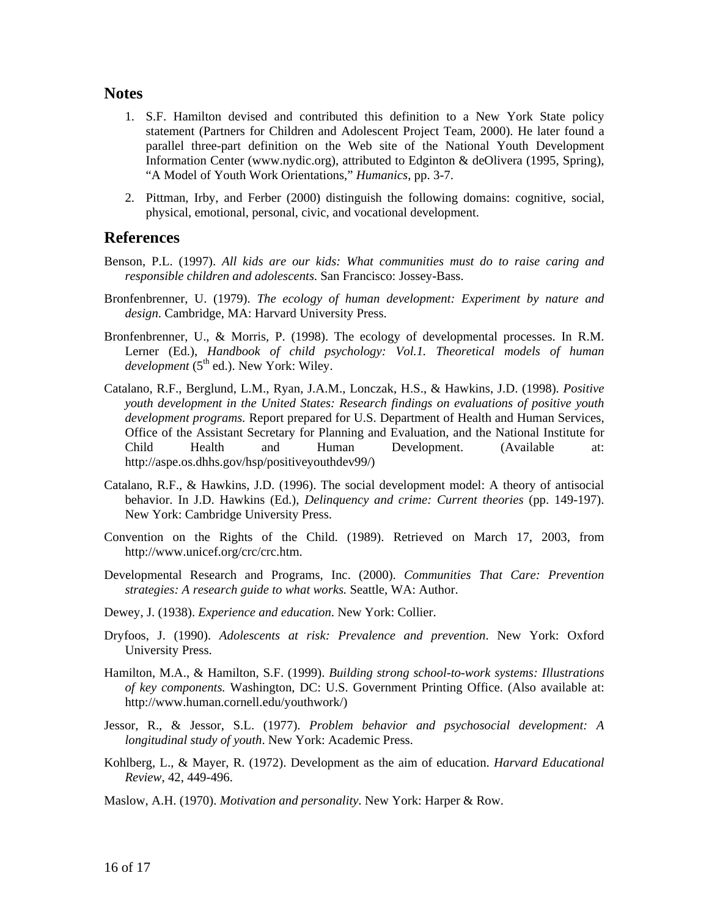## Notes

1. S.F. Hamilton devised and contributed this definition to a New York State policy statement (Partners for Children and Adolescent Project Team, 2000). He later found a parallel three-part definition on the Web site of the National Youth Development Information Center (www.nydic.org), attributed to Edginton & deOlivera (1995, Spring), "A Model of Youth Work Orientations," *Humanics*, pp. 3-7.

2. Pittman, Irby, and Ferber (2000) distinguish the following domains: cognitive, social, physical, emotional, personal, civic, and vocational development.

## References

Benson, P.L. (1997). *All kids are our kids: What communities must do to raise caring and responsible children and adolescents.* San Francisco: Jossey-Bass.

Bronfenbrenner, U. (1979). *The ecology of human development: Experiment by nature and design*. Cambridge, MA: Harvard University Press.

Bronfenbrenner, U., & Morris, P. (1998). The ecology of developmental processes. In R.M. Lerner (Ed.), *Handbook of child psychology: Vol.1. Theoretical models of human development* (5th ed.). New York: Wiley.

Catalano, R.F., Berglund, L.M., Ryan, J.A.M., Lonczak, H.S., & Hawkins, J.D. (1998). *Positive youth development in the United States: Research findings on evaluations of positive youth development programs.* Report prepared for U.S. Department of Health and Human Services, Office of the Assistant Secretary for Planning and Evaluation, and the National Institute for Child Health and Human Development. (Available at: http://aspe.os.dhhs.gov/hsp/positiveyouthdev99/)

Catalano, R.F., & Hawkins, J.D. (1996). The social development model: A theory of antisocial behavior. In J.D. Hawkins (Ed.), *Delinquency and crime: Current theories* (pp. 149-197). New York: Cambridge University Press.

Convention on the Rights of the Child. (1989). Retrieved on March 17, 2003, from http://www.unicef.org/crc/crc.htm.

Developmental Research and Programs, Inc. (2000). *Communities That Care: Prevention strategies: A research guide to what works.* Seattle, WA: Author.

Dewey, J. (1938). *Experience and education*. New York: Collier.

Dryfoos, J. (1990). *Adolescents at risk: Prevalence and prevention*. New York: Oxford University Press.

Hamilton, M.A., & Hamilton, S.F. (1999). *Building strong school-to-work systems: Illustrations of key components.* Washington, DC: U.S. Government Printing Office. (Also available at: http://www.human.cornell.edu/youthwork/)

Jessor, R., & Jessor, S.L. (1977). *Problem behavior and psychosocial development: A longitudinal study of youth*. New York: Academic Press.

Kohlberg, L., & Mayer, R. (1972). Development as the aim of education. *Harvard Educational Review*, 42, 449-496.

Maslow, A.H. (1970). *Motivation and personality*. New York: Harper & Row.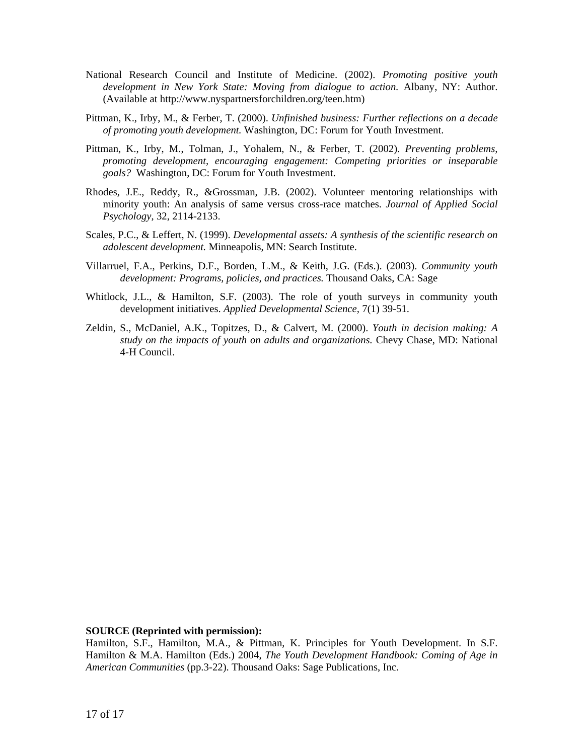National Research Council and Institute of Medicine. (2002). *Promoting positive youth development in New York State: Moving from dialogue to action.* Albany, NY: Author. (Available at http://www.nyspartnersforchildren.org/teen.htm)

Pittman, K., Irby, M., & Ferber, T. (2000). *Unfinished business: Further reflections on a decade of promoting youth development.* Washington, DC: Forum for Youth Investment.

Pittman, K., Irby, M., Tolman, J., Yohalem, N., & Ferber, T. (2002). *Preventing problems, promoting development, encouraging engagement: Competing priorities or inseparable goals?* Washington, DC: Forum for Youth Investment.

Rhodes, J.E., Reddy, R., &Grossman, J.B. (2002). Volunteer mentoring relationships with minority youth: An analysis of same versus cross-race matches. *Journal of Applied Social Psychology*, 32, 2114-2133.

Scales, P.C., & Leffert, N. (1999). *Developmental assets: A synthesis of the scientific research on adolescent development.* Minneapolis, MN: Search Institute.

Villarruel, F.A., Perkins, D.F., Borden, L.M., & Keith, J.G. (Eds.). (2003). *Community youth development: Programs, policies, and practices.* Thousand Oaks, CA: Sage

Whitlock, J.L., & Hamilton, S.F. (2003). The role of youth surveys in community youth development initiatives. *Applied Developmental Science*, 7(1) 39-51.

Zeldin, S., McDaniel, A.K., Topitzes, D., & Calvert, M. (2000). *Youth in decision making: A study on the impacts of youth on adults and organizations.* Chevy Chase, MD: National 4-H Council.

**SOURCE (Reprinted with permission):**
Hamilton, S.F., Hamilton, M.A., & Pittman, K. Principles for Youth Development. In S.F. Hamilton & M.A. Hamilton (Eds.) 2004, *The Youth Development Handbook: Coming of Age in American Communities* (pp.3-22). Thousand Oaks: Sage Publications, Inc.